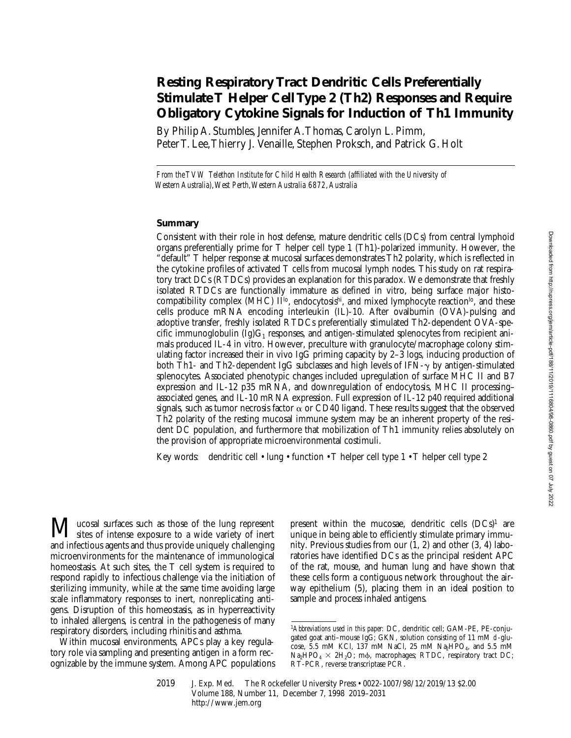# Resting Respiratory Tract Dendritic Cells Preferentially Stimulate T Helper Cell Type 2 (Th2) Responses and Require Obligatory Cytokine Signals for Induction of Th1 Immunity

By Philip A. Stumbles, Jennifer A. Thomas, Carolyn L. Pimm, Peter T. Lee, Thierry J. Venaille, Stephen Proksch, and Patrick G. Holt

*From the TVW Telethon Institute for Child Health Research (affiliated with the University of Western Australia), West Perth, Western Australia 6872, Australia*

## Summary

Consistent with their role in host defense, mature dendritic cells (DCs) from central lymphoid organs preferentially prime for T helper cell type 1 (Th1)-polarized immunity. However, the "default" T helper response at mucosal surfaces demonstrates Th2 polarity, which is reflected in the cytokine profiles of activated T cells from mucosal lymph nodes. This study on rat respiratory tract DCs (RTDCs) provides an explanation for this paradox. We demonstrate that freshly isolated RTDCs are functionally immature as defined in vitro, being surface major histocompatibility complex (MHC) II$^{lo}$, endocytosis$^{hi}$, and mixed lymphocyte reaction$^{lo}$, and these cells produce mRNA encoding interleukin (IL)-10. After ovalbumin (OVA)-pulsing and adoptive transfer, freshly isolated RTDCs preferentially stimulated Th2-dependent OVA-specific immunoglobulin (Ig)$G_1$ responses, and antigen-stimulated splenocytes from recipient animals produced IL-4 in vitro. However, preculture with granulocyte/macrophage colony stimulating factor increased their in vivo IgG priming capacity by 2–3 logs, inducing production of both Th1- and Th2-dependent IgG subclasses and high levels of IFN-$\gamma$ by antigen-stimulated splenocytes. Associated phenotypic changes included upregulation of surface MHC II and B7 expression and IL-12 p35 mRNA, and downregulation of endocytosis, MHC II processing–associated genes, and IL-10 mRNA expression. Full expression of IL-12 p40 required additional signals, such as tumor necrosis factor $\alpha$ or CD40 ligand. These results suggest that the observed Th2 polarity of the resting mucosal immune system may be an inherent property of the resident DC population, and furthermore that mobilization of Th1 immunity relies absolutely on the provision of appropriate microenvironmental costimuli.

Key words: dendritic cell • lung • function • T helper cell type 1 • T helper cell type 2

Mucosal surfaces such as those of the lung represent sites of intense exposure to a wide variety of inert and infectious agents and thus provide uniquely challenging microenvironments for the maintenance of immunological homeostasis. At such sites, the T cell system is required to respond rapidly to infectious challenge via the initiation of sterilizing immunity, while at the same time avoiding large scale inflammatory responses to inert, nonreplicating antigens. Disruption of this homeostasis, as in hyperreactivity to inhaled allergens, is central in the pathogenesis of many respiratory disorders, including rhinitis and asthma.

Within mucosal environments, APCs play a key regulatory role via sampling and presenting antigen in a form recognizable by the immune system. Among APC populations present within the mucosae, dendritic cells (DCs)[1] are unique in being able to efficiently stimulate primary immunity. Previous studies from our (1, 2) and other (3, 4) laboratories have identified DCs as the principal resident APC of the rat, mouse, and human lung and have shown that these cells form a contiguous network throughout the airway epithelium (5), placing them in an ideal position to sample and process inhaled antigens.

[1]*Abbreviations used in this paper:* DC, dendritic cell; GAM-PE, PE-conjugated goat anti–mouse IgG; GKN, solution consisting of 11 mM D-glucose, 5.5 mM KCl, 137 mM NaCl, 25 mM $Na_2HPO_4$, and 5.5 mM $Na_2HPO_4 \times 2H_2O$; m$\phi$, macrophages; RTDC, respiratory tract DC; RT-PCR, reverse transcriptase PCR.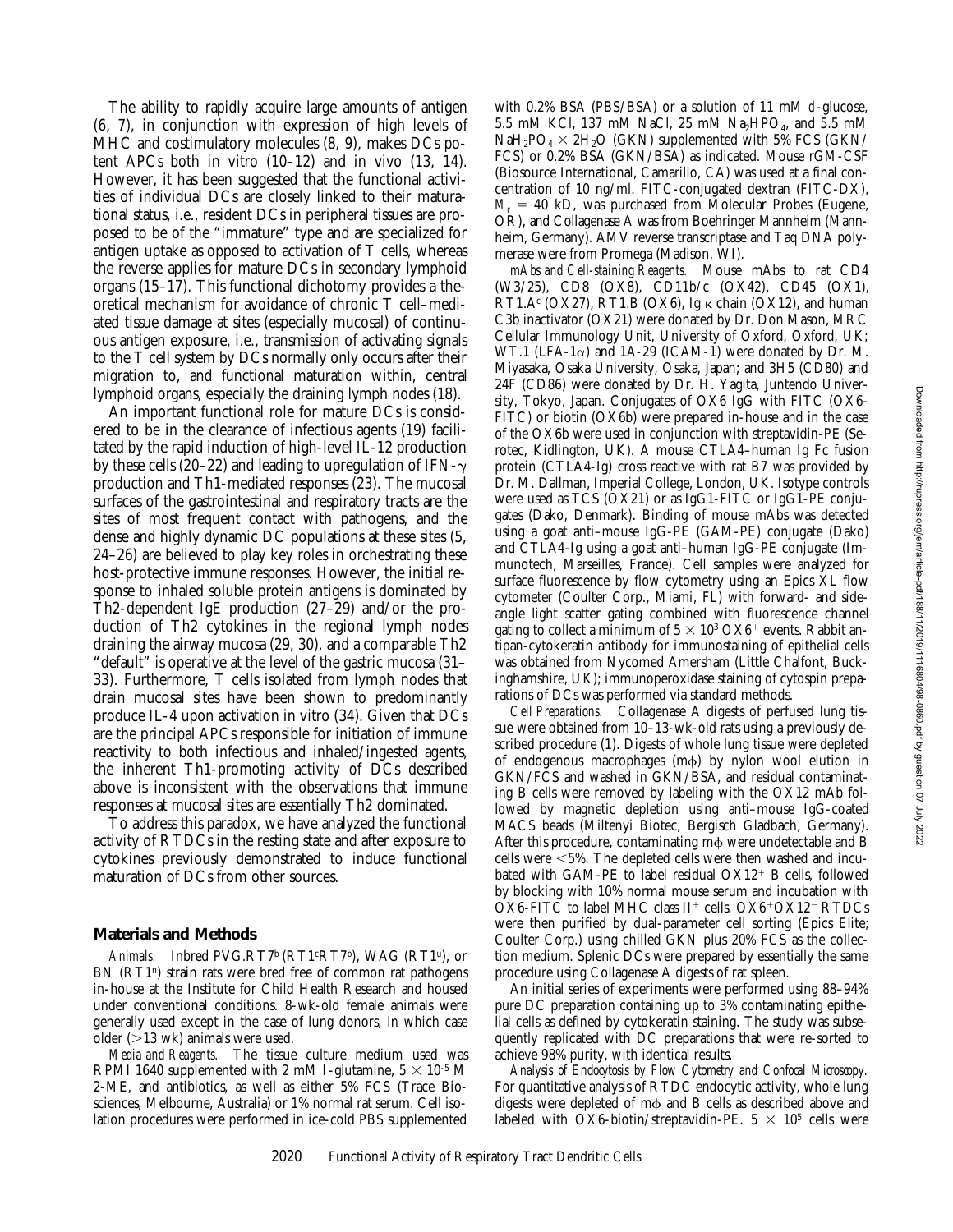The ability to rapidly acquire large amounts of antigen (6, 7), in conjunction with expression of high levels of MHC and costimulatory molecules (8, 9), makes DCs potent APCs both in vitro (10–12) and in vivo (13, 14). However, it has been suggested that the functional activities of individual DCs are closely linked to their maturational status, i.e., resident DCs in peripheral tissues are proposed to be of the "immature" type and are specialized for antigen uptake as opposed to activation of T cells, whereas the reverse applies for mature DCs in secondary lymphoid organs (15–17). This functional dichotomy provides a theoretical mechanism for avoidance of chronic T cell–mediated tissue damage at sites (especially mucosal) of continuous antigen exposure, i.e., transmission of activating signals to the T cell system by DCs normally only occurs after their migration to, and functional maturation within, central lymphoid organs, especially the draining lymph nodes (18).

An important functional role for mature DCs is considered to be in the clearance of infectious agents (19) facilitated by the rapid induction of high-level IL-12 production by these cells (20–22) and leading to upregulation of IFN-$\gamma$ production and Th1-mediated responses (23). The mucosal surfaces of the gastrointestinal and respiratory tracts are the sites of most frequent contact with pathogens, and the dense and highly dynamic DC populations at these sites (5, 24–26) are believed to play key roles in orchestrating these host-protective immune responses. However, the initial response to inhaled soluble protein antigens is dominated by Th2-dependent IgE production (27–29) and/or the production of Th2 cytokines in the regional lymph nodes draining the airway mucosa (29, 30), and a comparable Th2 "default" is operative at the level of the gastric mucosa (31–33). Furthermore, T cells isolated from lymph nodes that drain mucosal sites have been shown to predominantly produce IL-4 upon activation in vitro (34). Given that DCs are the principal APCs responsible for initiation of immune reactivity to both infectious and inhaled/ingested agents, the inherent Th1-promoting activity of DCs described above is inconsistent with the observations that immune responses at mucosal sites are essentially Th2 dominated.

To address this paradox, we have analyzed the functional activity of RTDCs in the resting state and after exposure to cytokines previously demonstrated to induce functional maturation of DCs from other sources.

## Materials and Methods

*Animals.* Inbred PVG.RT7[b] (RT1[c]RT7[b]), WAG (RT1[u]), or BN (RT1[n]) strain rats were bred free of common rat pathogens in-house at the Institute for Child Health Research and housed under conventional conditions. 8-wk-old female animals were generally used except in the case of lung donors, in which case older (>13 wk) animals were used.

*Media and Reagents.* The tissue culture medium used was RPMI 1640 supplemented with 2 mM l-glutamine, $5 \times 10^{-5}$ M 2-ME, and antibiotics, as well as either 5% FCS (Trace Biosciences, Melbourne, Australia) or 1% normal rat serum. Cell isolation procedures were performed in ice-cold PBS supplemented with 0.2% BSA (PBS/BSA) or a solution of 11 mM d-glucose, 5.5 mM KCl, 137 mM NaCl, 25 mM $Na_2HPO_4$, and 5.5 mM $NaH_2PO_4 \times 2H_2O$ (GKN) supplemented with 5% FCS (GKN/FCS) or 0.2% BSA (GKN/BSA) as indicated. Mouse rGM-CSF (Biosource International, Camarillo, CA) was used at a final concentration of 10 ng/ml. FITC-conjugated dextran (FITC-DX), $M_r$ = 40 kD, was purchased from Molecular Probes (Eugene, OR), and Collagenase A was from Boehringer Mannheim (Mannheim, Germany). AMV reverse transcriptase and Taq DNA polymerase were from Promega (Madison, WI).

*mAbs and Cell-staining Reagents.* Mouse mAbs to rat CD4 (W3/25), CD8 (OX8), CD11b/c (OX42), CD45 (OX1), RT1.A[c] (OX27), RT1.B (OX6), Ig κ chain (OX12), and human C3b inactivator (OX21) were donated by Dr. Don Mason, MRC Cellular Immunology Unit, University of Oxford, Oxford, UK; WT.1 (LFA-1α) and 1A-29 (ICAM-1) were donated by Dr. M. Miyasaka, Osaka University, Osaka, Japan; and 3H5 (CD80) and 24F (CD86) were donated by Dr. H. Yagita, Juntendo University, Tokyo, Japan. Conjugates of OX6 IgG with FITC (OX6-FITC) or biotin (OX6b) were prepared in-house and in the case of the OX6b were used in conjunction with streptavidin-PE (Serotec, Kidlington, UK). A mouse CTLA4–human Ig Fc fusion protein (CTLA4-Ig) cross reactive with rat B7 was provided by Dr. M. Dallman, Imperial College, London, UK. Isotype controls were used as TCS (OX21) or as IgG1-FITC or IgG1-PE conjugates (Dako, Denmark). Binding of mouse mAbs was detected using a goat anti–mouse IgG-PE (GAM-PE) conjugate (Dako) and CTLA4-Ig using a goat anti–human IgG-PE conjugate (Immunotech, Marseilles, France). Cell samples were analyzed for surface fluorescence by flow cytometry using an Epics XL flow cytometer (Coulter Corp., Miami, FL) with forward- and side-angle light scatter gating combined with fluorescence channel gating to collect a minimum of $5 \times 10^3$ OX6[+] events. Rabbit anti-pan-cytokeratin antibody for immunostaining of epithelial cells was obtained from Nycomed Amersham (Little Chalfont, Buckinghamshire, UK); immunoperoxidase staining of cytospin preparations of DCs was performed via standard methods.

*Cell Preparations.* Collagenase A digests of perfused lung tissue were obtained from 10–13-wk-old rats using a previously described procedure (1). Digests of whole lung tissue were depleted of endogenous macrophages (mϕ) by nylon wool elution in GKN/FCS and washed in GKN/BSA, and residual contaminating B cells were removed by labeling with the OX12 mAb followed by magnetic depletion using anti–mouse IgG-coated MACS beads (Miltenyi Biotec, Bergisch Gladbach, Germany). After this procedure, contaminating mϕ were undetectable and B cells were <5%. The depleted cells were then washed and incubated with GAM-PE to label residual OX12[+] B cells, followed by blocking with 10% normal mouse serum and incubation with OX6-FITC to label MHC class II[+] cells. OX6[+]OX12[−] RTDCs were then purified by dual-parameter cell sorting (Epics Elite; Coulter Corp.) using chilled GKN plus 20% FCS as the collection medium. Splenic DCs were prepared by essentially the same procedure using Collagenase A digests of rat spleen.

An initial series of experiments were performed using 88–94% pure DC preparation containing up to 3% contaminating epithelial cells as defined by cytokeratin staining. The study was subsequently replicated with DC preparations that were re-sorted to achieve 98% purity, with identical results.

*Analysis of Endocytosis by Flow Cytometry and Confocal Microscopy.* For quantitative analysis of RTDC endocytic activity, whole lung digests were depleted of mϕ and B cells as described above and labeled with OX6-biotin/streptavidin-PE. $5 \times 10^5$ cells were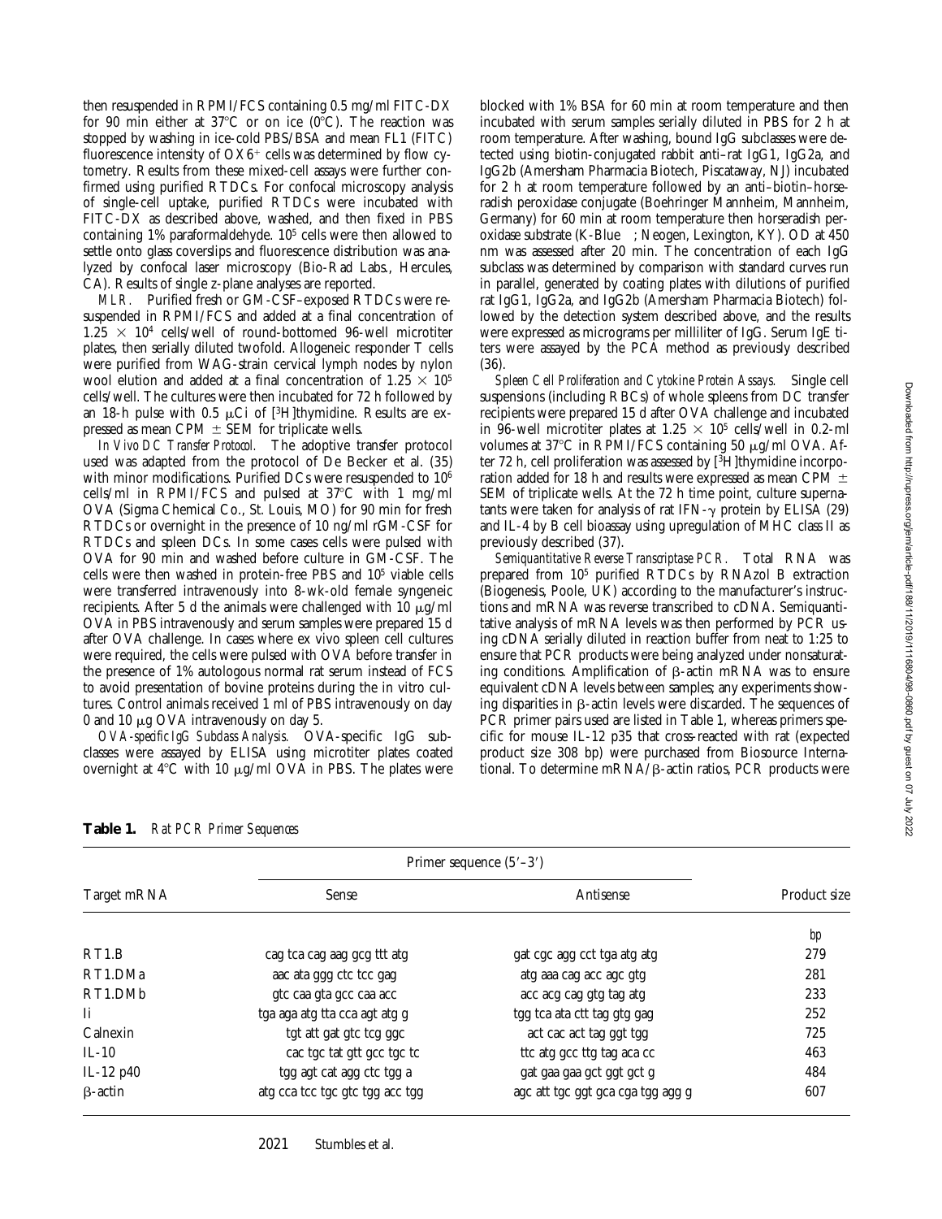then resuspended in RPMI/FCS containing 0.5 mg/ml FITC-DX for 90 min either at 37°C or on ice (0°C). The reaction was stopped by washing in ice-cold PBS/BSA and mean FL1 (FITC) fluorescence intensity of OX6+ cells was determined by flow cytometry. Results from these mixed-cell assays were further confirmed using purified RTDCs. For confocal microscopy analysis of single-cell uptake, purified RTDCs were incubated with FITC-DX as described above, washed, and then fixed in PBS containing 1% paraformaldehyde. $10^5$ cells were then allowed to settle onto glass coverslips and fluorescence distribution was analyzed by confocal laser microscopy (Bio-Rad Labs., Hercules, CA). Results of single z-plane analyses are reported.

*MLR.* Purified fresh or GM-CSF–exposed RTDCs were resuspended in RPMI/FCS and added at a final concentration of $1.25 \times 10^4$ cells/well of round-bottomed 96-well microtiter plates, then serially diluted twofold. Allogeneic responder T cells were purified from WAG-strain cervical lymph nodes by nylon wool elution and added at a final concentration of $1.25 \times 10^5$ cells/well. The cultures were then incubated for 72 h followed by an 18-h pulse with 0.5 μCi of [$^3$H]thymidine. Results are expressed as mean CPM ± SEM for triplicate wells.

*In Vivo DC Transfer Protocol.* The adoptive transfer protocol used was adapted from the protocol of De Becker et al. (35) with minor modifications. Purified DCs were resuspended to $10^6$ cells/ml in RPMI/FCS and pulsed at 37°C with 1 mg/ml OVA (Sigma Chemical Co., St. Louis, MO) for 90 min for fresh RTDCs or overnight in the presence of 10 ng/ml rGM-CSF for RTDCs and spleen DCs. In some cases cells were pulsed with OVA for 90 min and washed before culture in GM-CSF. The cells were then washed in protein-free PBS and $10^5$ viable cells were transferred intravenously into 8-wk-old female syngeneic recipients. After 5 d the animals were challenged with 10 μg/ml OVA in PBS intravenously and serum samples were prepared 15 d after OVA challenge. In cases where ex vivo spleen cell cultures were required, the cells were pulsed with OVA before transfer in the presence of 1% autologous normal rat serum instead of FCS to avoid presentation of bovine proteins during the in vitro cultures. Control animals received 1 ml of PBS intravenously on day 0 and 10 μg OVA intravenously on day 5.

*OVA-specific IgG Subclass Analysis.* OVA-specific IgG subclasses were assayed by ELISA using microtiter plates coated overnight at 4°C with 10 μg/ml OVA in PBS. The plates were blocked with 1% BSA for 60 min at room temperature and then incubated with serum samples serially diluted in PBS for 2 h at room temperature. After washing, bound IgG subclasses were detected using biotin-conjugated rabbit anti–rat IgG1, IgG2a, and IgG2b (Amersham Pharmacia Biotech, Piscataway, NJ) incubated for 2 h at room temperature followed by an anti–biotin–horseradish peroxidase conjugate (Boehringer Mannheim, Mannheim, Germany) for 60 min at room temperature then horseradish peroxidase substrate (K-Blue™; Neogen, Lexington, KY). OD at 450 nm was assessed after 20 min. The concentration of each IgG subclass was determined by comparison with standard curves run in parallel, generated by coating plates with dilutions of purified rat IgG1, IgG2a, and IgG2b (Amersham Pharmacia Biotech) followed by the detection system described above, and the results were expressed as micrograms per milliliter of IgG. Serum IgE titers were assayed by the PCA method as previously described (36).

*Spleen Cell Proliferation and Cytokine Protein Assays.* Single cell suspensions (including RBCs) of whole spleens from DC transfer recipients were prepared 15 d after OVA challenge and incubated in 96-well microtiter plates at $1.25 \times 10^5$ cells/well in 0.2-ml volumes at 37°C in RPMI/FCS containing 50 μg/ml OVA. After 72 h, cell proliferation was assessed by [$^3$H]thymidine incorporation added for 18 h and results were expressed as mean CPM ± SEM of triplicate wells. At the 72 h time point, culture supernatants were taken for analysis of rat IFN-γ protein by ELISA (29) and IL-4 by B cell bioassay using upregulation of MHC class II as previously described (37).

*Semiquantitative Reverse Transcriptase PCR.* Total RNA was prepared from $10^5$ purified RTDCs by RNAzol B extraction (Biogenesis, Poole, UK) according to the manufacturer's instructions and mRNA was reverse transcribed to cDNA. Semiquantitative analysis of mRNA levels was then performed by PCR using cDNA serially diluted in reaction buffer from neat to 1:25 to ensure that PCR products were being analyzed under nonsaturating conditions. Amplification of β-actin mRNA was to ensure equivalent cDNA levels between samples; any experiments showing disparities in β-actin levels were discarded. The sequences of PCR primer pairs used are listed in Table 1, whereas primers specific for mouse IL-12 p35 that cross-reacted with rat (expected product size 308 bp) were purchased from Biosource International. To determine mRNA/β-actin ratios, PCR products were

**Table 1.** *Rat PCR Primer Sequences*

| Target mRNA | Primer sequence (5′–3′) | | Product size |
|---|---|---|---|
| | Sense | Antisense | |
| | | | *bp* |
| RT1.B | cag tca cag aag gcg ttt atg | gat cgc agg cct tga atg atg | 279 |
| RT1.DMa | aac ata ggg ctc tcc gag | atg aaa cag acc agc gtg | 281 |
| RT1.DMb | gtc caa gta gcc caa acc | acc acg cag gtg tag atg | 233 |
| Ii | tga aga atg tta cca agt atg g | tgg tca ata ctt tag gtg gag | 252 |
| Calnexin | tgt att gat gtc tcg ggc | act cac act tag ggt tgg | 725 |
| IL-10 | cac tgc tat gtt gcc tgc tc | ttc atg gcc ttg tag aca cc | 463 |
| IL-12 p40 | tgg agt cat agg ctc tgg a | gat gaa gaa gct ggt gct g | 484 |
| β-actin | atg cca tcc tgc gtc tgg acc tgg | agc att tgc ggt gca cga tgg agg g | 607 |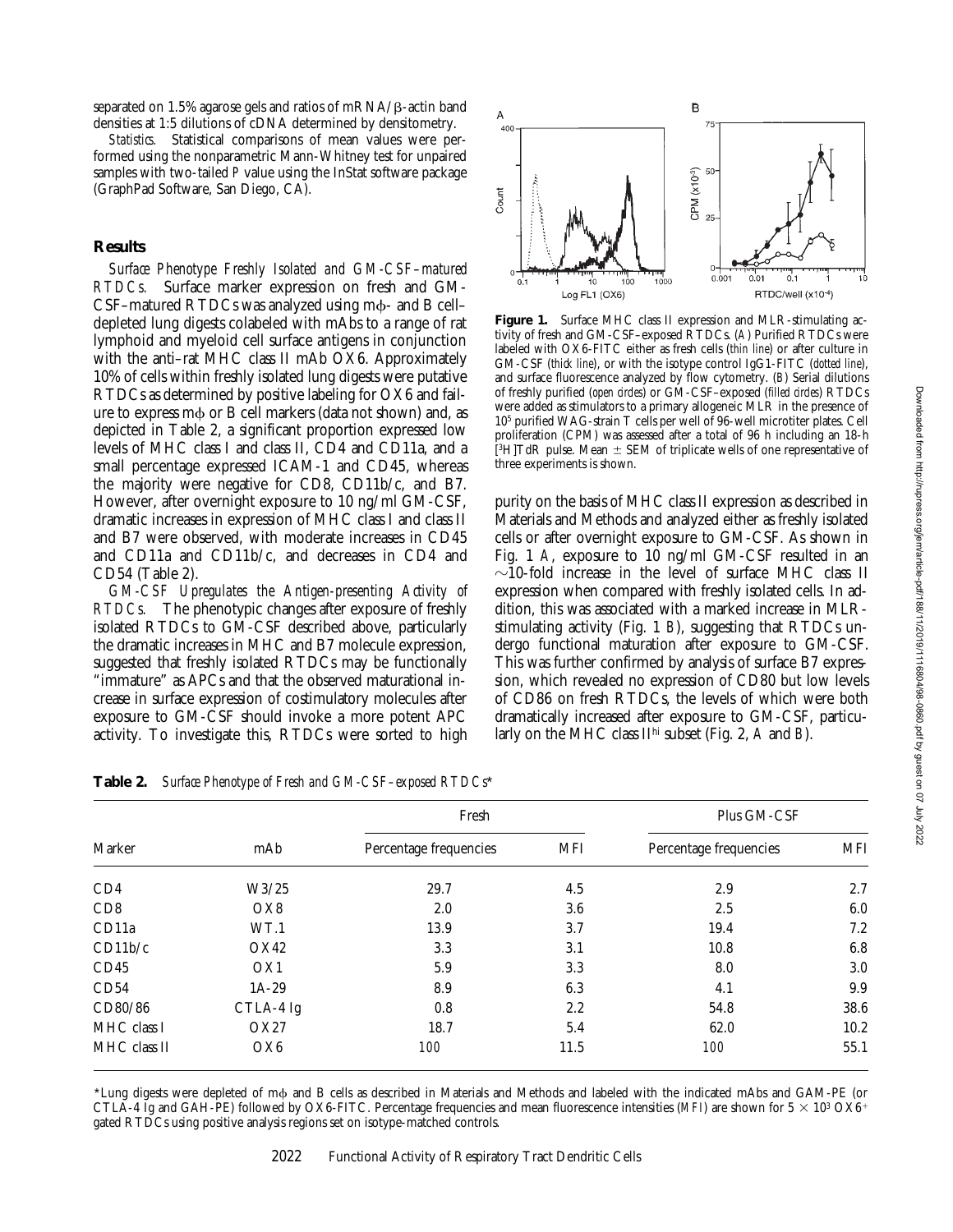separated on 1.5% agarose gels and ratios of mRNA/β-actin band densities at 1:5 dilutions of cDNA determined by densitometry.

*Statistics.* Statistical comparisons of mean values were performed using the nonparametric Mann-Whitney test for unpaired samples with two-tailed *P* value using the InStat software package (GraphPad Software, San Diego, CA).

## Results

*Surface Phenotype Freshly Isolated and GM-CSF–matured RTDCs.* Surface marker expression on fresh and GM-CSF–matured RTDCs was analyzed using mϕ- and B cell–depleted lung digests colabeled with mAbs to a range of rat lymphoid and myeloid cell surface antigens in conjunction with the anti–rat MHC class II mAb OX6. Approximately 10% of cells within freshly isolated lung digests were putative RTDCs as determined by positive labeling for OX6 and failure to express mϕ or B cell markers (data not shown) and, as depicted in Table 2, a significant proportion expressed low levels of MHC class I and class II, CD4 and CD11a, and a small percentage expressed ICAM-1 and CD45, whereas the majority were negative for CD8, CD11b/c, and B7. However, after overnight exposure to 10 ng/ml GM-CSF, dramatic increases in expression of MHC class I and class II and B7 were observed, with moderate increases in CD45 and CD11a and CD11b/c, and decreases in CD4 and CD54 (Table 2).

*GM-CSF Upregulates the Antigen-presenting Activity of RTDCs.* The phenotypic changes after exposure of freshly isolated RTDCs to GM-CSF described above, particularly the dramatic increases in MHC and B7 molecule expression, suggested that freshly isolated RTDCs may be functionally "immature" as APCs and that the observed maturational increase in surface expression of costimulatory molecules after exposure to GM-CSF should invoke a more potent APC activity. To investigate this, RTDCs were sorted to high purity on the basis of MHC class II expression as described in Materials and Methods and analyzed either as freshly isolated cells or after overnight exposure to GM-CSF. As shown in Fig. 1 *A*, exposure to 10 ng/ml GM-CSF resulted in an ~10-fold increase in the level of surface MHC class II expression when compared with freshly isolated cells. In addition, this was associated with a marked increase in MLR-stimulating activity (Fig. 1 *B*), suggesting that RTDCs undergo functional maturation after exposure to GM-CSF. This was further confirmed by analysis of surface B7 expression, which revealed no expression of CD80 but low levels of CD86 on fresh RTDCs, the levels of which were both dramatically increased after exposure to GM-CSF, particularly on the MHC class II$^{hi}$ subset (Fig. 2, *A* and *B*).

**Figure 1.** Surface MHC class II expression and MLR-stimulating activity of fresh and GM-CSF–exposed RTDCs. (*A*) Purified RTDCs were labeled with OX6-FITC either as fresh cells (*thin line*) or after culture in GM-CSF (*thick line*), or with the isotype control IgG1-FITC (*dotted line*), and surface fluorescence analyzed by flow cytometry. (*B*) Serial dilutions of freshly purified (*open circles*) or GM-CSF–exposed (*filled circles*) RTDCs were added as stimulators to a primary allogeneic MLR in the presence of $10^5$ purified WAG-strain T cells per well of 96-well microtiter plates. Cell proliferation (CPM) was assessed after a total of 96 h including an 18-h [$^3$H]TdR pulse. Mean ± SEM of triplicate wells of one representative of three experiments is shown.

**Table 2.** *Surface Phenotype of Fresh and GM-CSF–exposed RTDCs**

| Marker | mAb | Fresh | | Plus GM-CSF | |
|---|---|---|---|---|---|
| | | Percentage frequencies | MFI | Percentage frequencies | MFI |
| CD4 | W3/25 | 29.7 | 4.5 | 2.9 | 2.7 |
| CD8 | OX8 | 2.0 | 3.6 | 2.5 | 6.0 |
| CD11a | WT.1 | 13.9 | 3.7 | 19.4 | 7.2 |
| CD11b/c | OX42 | 3.3 | 3.1 | 10.8 | 6.8 |
| CD45 | OX1 | 5.9 | 3.3 | 8.0 | 3.0 |
| CD54 | 1A-29 | 8.9 | 6.3 | 4.1 | 9.9 |
| CD80/86 | CTLA-4 Ig | 0.8 | 2.2 | 54.8 | 38.6 |
| MHC class I | OX27 | 18.7 | 5.4 | 62.0 | 10.2 |
| MHC class II | OX6 | *100* | 11.5 | *100* | 55.1 |

*Lung digests were depleted of mϕ and B cells as described in Materials and Methods and labeled with the indicated mAbs and GAM-PE (or CTLA-4 Ig and GAH-PE) followed by OX6-FITC. Percentage frequencies and mean fluorescence intensities (*MFI*) are shown for $5 \times 10^3$ OX6$^+$ gated RTDCs using positive analysis regions set on isotype-matched controls.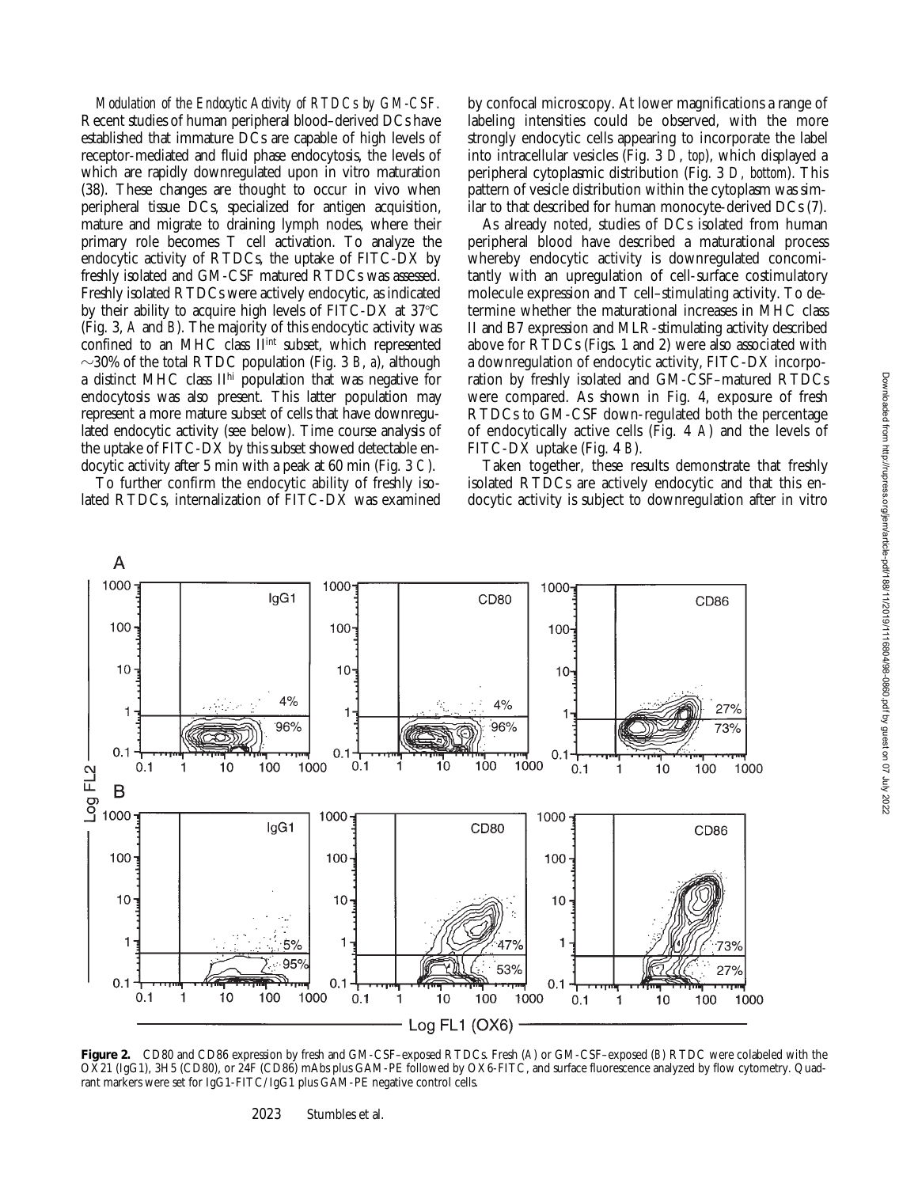*Modulation of the Endocytic Activity of RTDCs by GM-CSF.* Recent studies of human peripheral blood–derived DCs have established that immature DCs are capable of high levels of receptor-mediated and fluid phase endocytosis, the levels of which are rapidly downregulated upon in vitro maturation (38). These changes are thought to occur in vivo when peripheral tissue DCs, specialized for antigen acquisition, mature and migrate to draining lymph nodes, where their primary role becomes T cell activation. To analyze the endocytic activity of RTDCs, the uptake of FITC-DX by freshly isolated and GM-CSF matured RTDCs was assessed. Freshly isolated RTDCs were actively endocytic, as indicated by their ability to acquire high levels of FITC-DX at 37°C (Fig. 3, *A* and *B*). The majority of this endocytic activity was confined to an MHC class II$^{int}$ subset, which represented ~30% of the total RTDC population (Fig. 3 *B*, *a*), although a distinct MHC class II$^{hi}$ population that was negative for endocytosis was also present. This latter population may represent a more mature subset of cells that have downregulated endocytic activity (see below). Time course analysis of the uptake of FITC-DX by this subset showed detectable endocytic activity after 5 min with a peak at 60 min (Fig. 3 *C*).

To further confirm the endocytic ability of freshly isolated RTDCs, internalization of FITC-DX was examined by confocal microscopy. At lower magnifications a range of labeling intensities could be observed, with the more strongly endocytic cells appearing to incorporate the label into intracellular vesicles (Fig. 3 *D*, *top*), which displayed a peripheral cytoplasmic distribution (Fig. 3 *D*, *bottom*). This pattern of vesicle distribution within the cytoplasm was similar to that described for human monocyte-derived DCs (7).

As already noted, studies of DCs isolated from human peripheral blood have described a maturational process whereby endocytic activity is downregulated concomitantly with an upregulation of cell-surface costimulatory molecule expression and T cell–stimulating activity. To determine whether the maturational increases in MHC class II and B7 expression and MLR-stimulating activity described above for RTDCs (Figs. 1 and 2) were also associated with a downregulation of endocytic activity, FITC-DX incorporation by freshly isolated and GM-CSF–matured RTDCs were compared. As shown in Fig. 4, exposure of fresh RTDCs to GM-CSF down-regulated both the percentage of endocytically active cells (Fig. 4 *A*) and the levels of FITC-DX uptake (Fig. 4 *B*).

Taken together, these results demonstrate that freshly isolated RTDCs are actively endocytic and that this endocytic activity is subject to downregulation after in vitro

**Figure 2.** CD80 and CD86 expression by fresh and GM-CSF–exposed RTDCs. Fresh (*A*) or GM-CSF–exposed (*B*) RTDC were colabeled with the OX21 (IgG1), 3H5 (CD80), or 24F (CD86) mAbs plus GAM-PE followed by OX6-FITC, and surface fluorescence analyzed by flow cytometry. Quadrant markers were set for IgG1-FITC/IgG1 plus GAM-PE negative control cells.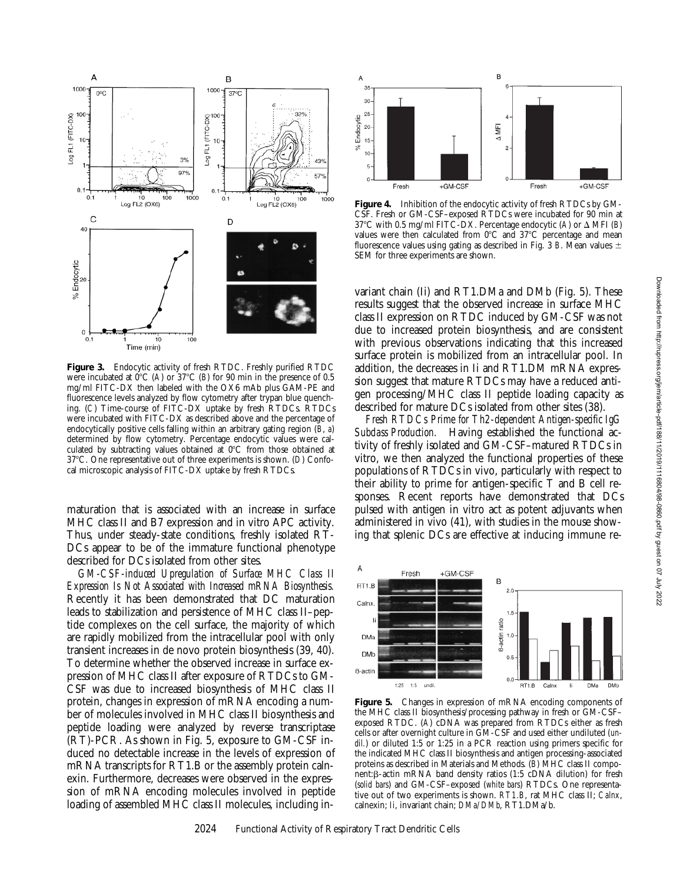**Figure 3.** Endocytic activity of fresh RTDC. Freshly purified RTDC were incubated at 0°C (*A*) or 37°C (*B*) for 90 min in the presence of 0.5 mg/ml FITC-DX then labeled with the OX6 mAb plus GAM-PE and fluorescence levels analyzed by flow cytometry after trypan blue quenching. (*C*) Time-course of FITC-DX uptake by fresh RTDCs. RTDCs were incubated with FITC-DX as described above and the percentage of endocytically positive cells falling within an arbitrary gating region (*B, a*) determined by flow cytometry. Percentage endocytic values were calculated by subtracting values obtained at 0°C from those obtained at 37°C. One representative out of three experiments is shown. (*D*) Confocal microscopic analysis of FITC-DX uptake by fresh RTDCs.

maturation that is associated with an increase in surface MHC class II and B7 expression and in vitro APC activity. Thus, under steady-state conditions, freshly isolated RTDCs appear to be of the immature functional phenotype described for DCs isolated from other sites.

*GM-CSF–induced Upregulation of Surface MHC Class II Expression Is Not Associated with Increased mRNA Biosynthesis.* Recently it has been demonstrated that DC maturation leads to stabilization and persistence of MHC class II–peptide complexes on the cell surface, the majority of which are rapidly mobilized from the intracellular pool with only transient increases in de novo protein biosynthesis (39, 40). To determine whether the observed increase in surface expression of MHC class II after exposure of RTDCs to GM-CSF was due to increased biosynthesis of MHC class II protein, changes in expression of mRNA encoding a number of molecules involved in MHC class II biosynthesis and peptide loading were analyzed by reverse transcriptase (RT)-PCR. As shown in Fig. 5, exposure to GM-CSF induced no detectable increase in the levels of expression of mRNA transcripts for RT1.B or the assembly protein calnexin. Furthermore, decreases were observed in the expression of mRNA encoding molecules involved in peptide loading of assembled MHC class II molecules, including invariant chain (Ii) and RT1.DMa and DMb (Fig. 5). These results suggest that the observed increase in surface MHC class II expression on RTDC induced by GM-CSF was not due to increased protein biosynthesis, and are consistent with previous observations indicating that this increased surface protein is mobilized from an intracellular pool. In addition, the decreases in Ii and RT1.DM mRNA expression suggest that mature RTDCs may have a reduced antigen processing/MHC class II peptide loading capacity as described for mature DCs isolated from other sites (38).

**Figure 4.** Inhibition of the endocytic activity of fresh RTDCs by GM-CSF. Fresh or GM-CSF–exposed RTDCs were incubated for 90 min at 37°C with 0.5 mg/ml FITC-DX. Percentage endocytic (*A*) or Δ MFI (*B*) values were then calculated from 0°C and 37°C percentage and mean fluorescence values using gating as described in Fig. 3 *B*. Mean values ± SEM for three experiments are shown.

*Fresh RTDCs Prime for Th2-dependent Antigen-specific IgG Subclass Production.* Having established the functional activity of freshly isolated and GM-CSF–matured RTDCs in vitro, we then analyzed the functional properties of these populations of RTDCs in vivo, particularly with respect to their ability to prime for antigen-specific T and B cell responses. Recent reports have demonstrated that DCs pulsed with antigen in vitro act as potent adjuvants when administered in vivo (41), with studies in the mouse showing that splenic DCs are effective at inducing immune re-

**Figure 5.** Changes in expression of mRNA encoding components of the MHC class II biosynthesis/processing pathway in fresh or GM-CSF–exposed RTDC. (*A*) cDNA was prepared from RTDCs either as fresh cells or after overnight culture in GM-CSF and used either undiluted (*undil.*) or diluted 1:5 or 1:25 in a PCR reaction using primers specific for the indicated MHC class II biosynthesis and antigen processing-associated proteins as described in Materials and Methods. (*B*) MHC class II component:β-actin mRNA band density ratios (1:5 cDNA dilution) for fresh (*solid bars*) and GM-CSF–exposed (*white bars*) RTDCs. One representative out of two experiments is shown. *RT1.B*, rat MHC class II; *Calnx*, calnexin; *Ii*, invariant chain; *DMa/DMb*, RT1.DMa/b.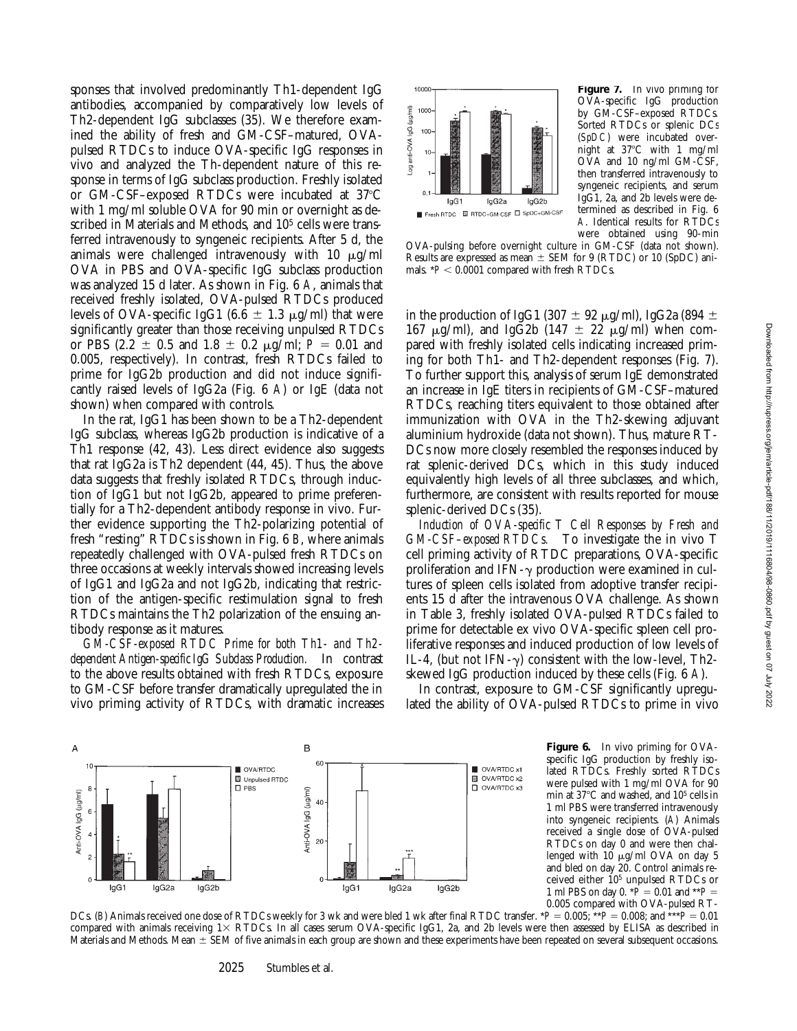sponses that involved predominantly Th1-dependent IgG antibodies, accompanied by comparatively low levels of Th2-dependent IgG subclasses (35). We therefore examined the ability of fresh and GM-CSF–matured, OVA-pulsed RTDCs to induce OVA-specific IgG responses in vivo and analyzed the Th-dependent nature of this response in terms of IgG subclass production. Freshly isolated or GM-CSF–exposed RTDCs were incubated at 37°C with 1 mg/ml soluble OVA for 90 min or overnight as described in Materials and Methods, and $10^5$ cells were transferred intravenously to syngeneic recipients. After 5 d, the animals were challenged intravenously with 10 μg/ml OVA in PBS and OVA-specific IgG subclass production was analyzed 15 d later. As shown in Fig. 6 *A*, animals that received freshly isolated, OVA-pulsed RTDCs produced levels of OVA-specific IgG1 (6.6 ± 1.3 μg/ml) that were significantly greater than those receiving unpulsed RTDCs or PBS (2.2 ± 0.5 and 1.8 ± 0.2 μg/ml; $P = 0.01$ and 0.005, respectively). In contrast, fresh RTDCs failed to prime for IgG2b production and did not induce significantly raised levels of IgG2a (Fig. 6 *A*) or IgE (data not shown) when compared with controls.

In the rat, IgG1 has been shown to be a Th2-dependent IgG subclass, whereas IgG2b production is indicative of a Th1 response (42, 43). Less direct evidence also suggests that rat IgG2a is Th2 dependent (44, 45). Thus, the above data suggests that freshly isolated RTDCs, through induction of IgG1 but not IgG2b, appeared to prime preferentially for a Th2-dependent antibody response in vivo. Further evidence supporting the Th2-polarizing potential of fresh "resting" RTDCs is shown in Fig. 6 *B*, where animals repeatedly challenged with OVA-pulsed fresh RTDCs on three occasions at weekly intervals showed increasing levels of IgG1 and IgG2a and not IgG2b, indicating that restriction of the antigen-specific restimulation signal to fresh RTDCs maintains the Th2 polarization of the ensuing antibody response as it matures.

*GM-CSF-exposed RTDC Prime for both Th1- and Th2-dependent Antigen-specific IgG Subclass Production.* In contrast to the above results obtained with fresh RTDCs, exposure to GM-CSF before transfer dramatically upregulated the in vivo priming activity of RTDCs, with dramatic increases in the production of IgG1 (307 ± 92 μg/ml), IgG2a (894 ± 167 μg/ml), and IgG2b (147 ± 22 μg/ml) when compared with freshly isolated cells indicating increased priming for both Th1- and Th2-dependent responses (Fig. 7). To further support this, analysis of serum IgE demonstrated an increase in IgE titers in recipients of GM-CSF–matured RTDCs, reaching titers equivalent to those obtained after immunization with OVA in the Th2-skewing adjuvant aluminium hydroxide (data not shown). Thus, mature RTDCs now more closely resembled the responses induced by rat splenic-derived DCs, which in this study induced equivalently high levels of all three subclasses, and which, furthermore, are consistent with results reported for mouse splenic-derived DCs (35).

**Figure 7.** In vivo priming for OVA-specific IgG production by GM-CSF–exposed RTDCs. Sorted RTDCs or splenic DCs (SpDC) were incubated overnight at 37°C with 1 mg/ml OVA and 10 ng/ml GM-CSF, then transferred intravenously to syngeneic recipients, and serum IgG1, 2a, and 2b levels were determined as described in Fig. 6 *A*. Identical results for RTDCs were obtained using 90-min OVA-pulsing before overnight culture in GM-CSF (data not shown). Results are expressed as mean ± SEM for 9 (RTDC) or 10 (SpDC) animals. $^*P < 0.0001$ compared with fresh RTDCs.

*Induction of OVA-specific T Cell Responses by Fresh and GM-CSF–exposed RTDCs.* To investigate the in vivo T cell priming activity of RTDC preparations, OVA-specific proliferation and IFN-γ production were examined in cultures of spleen cells isolated from adoptive transfer recipients 15 d after the intravenous OVA challenge. As shown in Table 3, freshly isolated OVA-pulsed RTDCs failed to prime for detectable ex vivo OVA-specific spleen cell proliferative responses and induced production of low levels of IL-4, (but not IFN-γ) consistent with the low-level, Th2-skewed IgG production induced by these cells (Fig. 6 *A*).

In contrast, exposure to GM-CSF significantly upregulated the ability of OVA-pulsed RTDCs to prime in vivo

**Figure 6.** In vivo priming for OVA-specific IgG production by freshly isolated RTDCs. Freshly sorted RTDCs were pulsed with 1 mg/ml OVA for 90 min at 37°C and washed, and $10^5$ cells in 1 ml PBS were transferred intravenously into syngeneic recipients. (*A*) Animals received a single dose of OVA-pulsed RTDCs on day 0 and were then challenged with 10 μg/ml OVA on day 5 and bled on day 20. Control animals received either $10^5$ unpulsed RTDCs or 1 ml PBS on day 0. $^*P = 0.01$ and $^{**}P = 0.005$ compared with OVA-pulsed RTDCs. (*B*) Animals received one dose of RTDCs weekly for 3 wk and were bled 1 wk after final RTDC transfer. $^*P = 0.005$; $^{**}P = 0.008$; and $^{***}P = 0.01$ compared with animals receiving 1× RTDCs. In all cases serum OVA-specific IgG1, 2a, and 2b levels were then assessed by ELISA as described in Materials and Methods. Mean ± SEM of five animals in each group are shown and these experiments have been repeated on several subsequent occasions.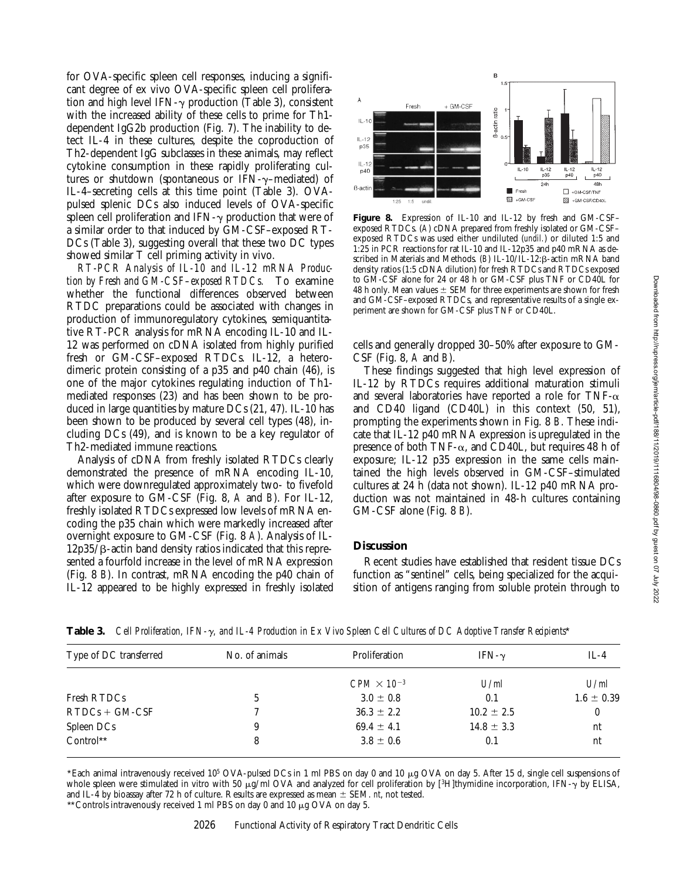for OVA-specific spleen cell responses, inducing a significant degree of ex vivo OVA-specific spleen cell proliferation and high level IFN-γ production (Table 3), consistent with the increased ability of these cells to prime for Th1-dependent IgG2b production (Fig. 7). The inability to detect IL-4 in these cultures, despite the coproduction of Th2-dependent IgG subclasses in these animals, may reflect cytokine consumption in these rapidly proliferating cultures or shutdown (spontaneous or IFN-γ–mediated) of IL-4–secreting cells at this time point (Table 3). OVA-pulsed splenic DCs also induced levels of OVA-specific spleen cell proliferation and IFN-γ production that were of a similar order to that induced by GM-CSF–exposed RTDCs (Table 3), suggesting overall that these two DC types showed similar T cell priming activity in vivo.

*RT-PCR Analysis of IL-10 and IL-12 mRNA Production by Fresh and GM-CSF–exposed RTDCs.* To examine whether the functional differences observed between RTDC preparations could be associated with changes in production of immunoregulatory cytokines, semiquantitative RT-PCR analysis for mRNA encoding IL-10 and IL-12 was performed on cDNA isolated from highly purified fresh or GM-CSF–exposed RTDCs. IL-12, a heterodimeric protein consisting of a p35 and p40 chain (46), is one of the major cytokines regulating induction of Th1-mediated responses (23) and has been shown to be produced in large quantities by mature DCs (21, 47). IL-10 has been shown to be produced by several cell types (48), including DCs (49), and is known to be a key regulator of Th2-mediated immune reactions.

Analysis of cDNA from freshly isolated RTDCs clearly demonstrated the presence of mRNA encoding IL-10, which were downregulated approximately two- to fivefold after exposure to GM-CSF (Fig. 8, *A* and *B*). For IL-12, freshly isolated RTDCs expressed low levels of mRNA encoding the p35 chain which were markedly increased after overnight exposure to GM-CSF (Fig. 8 *A*). Analysis of IL-12p35/β-actin band density ratios indicated that this represented a fourfold increase in the level of mRNA expression (Fig. 8 *B*). In contrast, mRNA encoding the p40 chain of IL-12 appeared to be highly expressed in freshly isolated cells and generally dropped 30–50% after exposure to GM-CSF (Fig. 8, *A* and *B*).

**Figure 8.** Expression of IL-10 and IL-12 by fresh and GM-CSF–exposed RTDCs. (*A*) cDNA prepared from freshly isolated or GM-CSF–exposed RTDCs was used either undiluted (*undil.*) or diluted 1:5 and 1:25 in PCR reactions for rat IL-10 and IL-12p35 and p40 mRNA as described in Materials and Methods. (*B*) IL-10/IL-12:β-actin mRNA band density ratios (1:5 cDNA dilution) for fresh RTDCs and RTDCs exposed to GM-CSF alone for 24 or 48 h or GM-CSF plus TNF or CD40L for 48 h only. Mean values ± SEM for three experiments are shown for fresh and GM-CSF–exposed RTDCs, and representative results of a single experiment are shown for GM-CSF plus TNF or CD40L.

These findings suggested that high level expression of IL-12 by RTDCs requires additional maturation stimuli and several laboratories have reported a role for TNF-α and CD40 ligand (CD40L) in this context (50, 51), prompting the experiments shown in Fig. 8 *B*. These indicate that IL-12 p40 mRNA expression is upregulated in the presence of both TNF-α, and CD40L, but requires 48 h of exposure; IL-12 p35 expression in the same cells maintained the high levels observed in GM-CSF–stimulated cultures at 24 h (data not shown). IL-12 p40 mRNA production was not maintained in 48-h cultures containing GM-CSF alone (Fig. 8 *B*).

## Discussion

Recent studies have established that resident tissue DCs function as "sentinel" cells, being specialized for the acquisition of antigens ranging from soluble protein through to

**Table 3.** *Cell Proliferation, IFN-γ, and IL-4 Production in Ex Vivo Spleen Cell Cultures of DC Adoptive Transfer Recipients**

| Type of DC transferred | No. of animals | Proliferation | IFN-γ | IL-4 |
|---|---|---|---|---|
| | | *CPM* × $10^{-3}$ | *U/ml* | *U/ml* |
| Fresh RTDCs | 5 | 3.0 ± 0.8 | 0.1 | 1.6 ± 0.39 |
| RTDCs + GM-CSF | 7 | 36.3 ± 2.2 | 10.2 ± 2.5 | 0 |
| Spleen DCs | 9 | 69.4 ± 4.1 | 14.8 ± 3.3 | nt |
| Control** | 8 | 3.8 ± 0.6 | 0.1 | nt |

*Each animal intravenously received $10^5$ OVA-pulsed DCs in 1 ml PBS on day 0 and 10 μg OVA on day 5. After 15 d, single cell suspensions of whole spleen were stimulated in vitro with 50 μg/ml OVA and analyzed for cell proliferation by [$^3$H]thymidine incorporation, IFN-γ by ELISA, and IL-4 by bioassay after 72 h of culture. Results are expressed as mean ± SEM. *nt*, not tested.

**Controls intravenously received 1 ml PBS on day 0 and 10 μg OVA on day 5.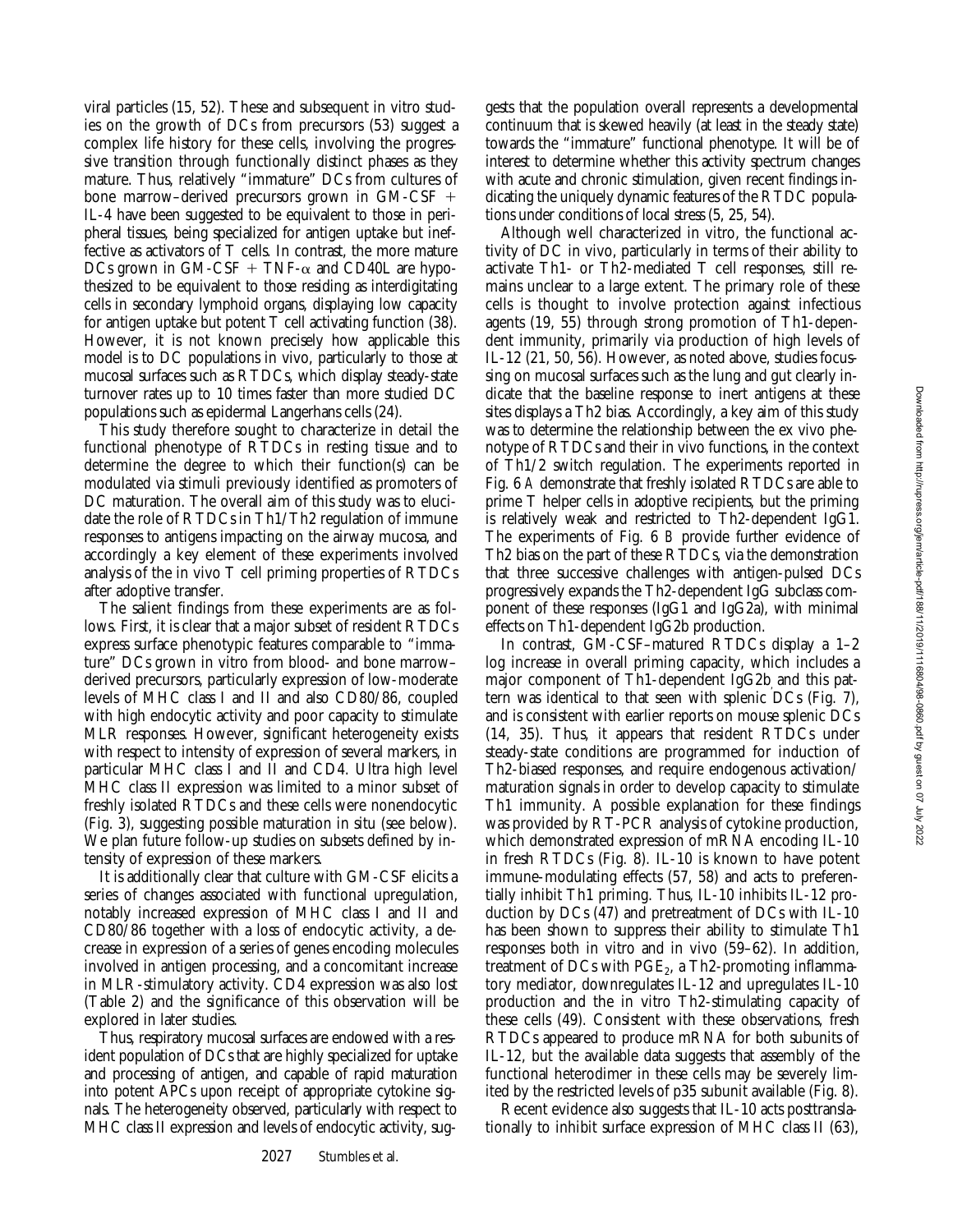viral particles (15, 52). These and subsequent in vitro studies on the growth of DCs from precursors (53) suggest a complex life history for these cells, involving the progressive transition through functionally distinct phases as they mature. Thus, relatively "immature" DCs from cultures of bone marrow–derived precursors grown in GM-CSF + IL-4 have been suggested to be equivalent to those in peripheral tissues, being specialized for antigen uptake but ineffective as activators of T cells. In contrast, the more mature DCs grown in GM-CSF + TNF-α and CD40L are hypothesized to be equivalent to those residing as interdigitating cells in secondary lymphoid organs, displaying low capacity for antigen uptake but potent T cell activating function (38). However, it is not known precisely how applicable this model is to DC populations in vivo, particularly to those at mucosal surfaces such as RTDCs, which display steady-state turnover rates up to 10 times faster than more studied DC populations such as epidermal Langerhans cells (24).

This study therefore sought to characterize in detail the functional phenotype of RTDCs in resting tissue and to determine the degree to which their function(s) can be modulated via stimuli previously identified as promoters of DC maturation. The overall aim of this study was to elucidate the role of RTDCs in Th1/Th2 regulation of immune responses to antigens impacting on the airway mucosa, and accordingly a key element of these experiments involved analysis of the in vivo T cell priming properties of RTDCs after adoptive transfer.

The salient findings from these experiments are as follows. First, it is clear that a major subset of resident RTDCs express surface phenotypic features comparable to "immature" DCs grown in vitro from blood- and bone marrow–derived precursors, particularly expression of low-moderate levels of MHC class I and II and also CD80/86, coupled with high endocytic activity and poor capacity to stimulate MLR responses. However, significant heterogeneity exists with respect to intensity of expression of several markers, in particular MHC class I and II and CD4. Ultra high level MHC class II expression was limited to a minor subset of freshly isolated RTDCs and these cells were nonendocytic (Fig. 3), suggesting possible maturation in situ (see below). We plan future follow-up studies on subsets defined by intensity of expression of these markers.

It is additionally clear that culture with GM-CSF elicits a series of changes associated with functional upregulation, notably increased expression of MHC class I and II and CD80/86 together with a loss of endocytic activity, a decrease in expression of a series of genes encoding molecules involved in antigen processing, and a concomitant increase in MLR-stimulatory activity. CD4 expression was also lost (Table 2) and the significance of this observation will be explored in later studies.

Thus, respiratory mucosal surfaces are endowed with a resident population of DCs that are highly specialized for uptake and processing of antigen, and capable of rapid maturation into potent APCs upon receipt of appropriate cytokine signals. The heterogeneity observed, particularly with respect to MHC class II expression and levels of endocytic activity, suggests that the population overall represents a developmental continuum that is skewed heavily (at least in the steady state) towards the "immature" functional phenotype. It will be of interest to determine whether this activity spectrum changes with acute and chronic stimulation, given recent findings indicating the uniquely dynamic features of the RTDC populations under conditions of local stress (5, 25, 54).

Although well characterized in vitro, the functional activity of DC in vivo, particularly in terms of their ability to activate Th1- or Th2-mediated T cell responses, still remains unclear to a large extent. The primary role of these cells is thought to involve protection against infectious agents (19, 55) through strong promotion of Th1-dependent immunity, primarily via production of high levels of IL-12 (21, 50, 56). However, as noted above, studies focussing on mucosal surfaces such as the lung and gut clearly indicate that the baseline response to inert antigens at these sites displays a Th2 bias. Accordingly, a key aim of this study was to determine the relationship between the ex vivo phenotype of RTDCs and their in vivo functions, in the context of Th1/2 switch regulation. The experiments reported in Fig. 6 *A* demonstrate that freshly isolated RTDCs are able to prime T helper cells in adoptive recipients, but the priming is relatively weak and restricted to Th2-dependent IgG1. The experiments of Fig. 6 *B* provide further evidence of Th2 bias on the part of these RTDCs, via the demonstration that three successive challenges with antigen-pulsed DCs progressively expands the Th2-dependent IgG subclass component of these responses (IgG1 and IgG2a), with minimal effects on Th1-dependent IgG2b production.

In contrast, GM-CSF–matured RTDCs display a 1–2 log increase in overall priming capacity, which includes a major component of Th1-dependent IgG2b and this pattern was identical to that seen with splenic DCs (Fig. 7), and is consistent with earlier reports on mouse splenic DCs (14, 35). Thus, it appears that resident RTDCs under steady-state conditions are programmed for induction of Th2-biased responses, and require endogenous activation/maturation signals in order to develop capacity to stimulate Th1 immunity. A possible explanation for these findings was provided by RT-PCR analysis of cytokine production, which demonstrated expression of mRNA encoding IL-10 in fresh RTDCs (Fig. 8). IL-10 is known to have potent immune-modulating effects (57, 58) and acts to preferentially inhibit Th1 priming. Thus, IL-10 inhibits IL-12 production by DCs (47) and pretreatment of DCs with IL-10 has been shown to suppress their ability to stimulate Th1 responses both in vitro and in vivo (59–62). In addition, treatment of DCs with $PGE_2$, a Th2-promoting inflammatory mediator, downregulates IL-12 and upregulates IL-10 production and the in vitro Th2-stimulating capacity of these cells (49). Consistent with these observations, fresh RTDCs appeared to produce mRNA for both subunits of IL-12, but the available data suggests that assembly of the functional heterodimer in these cells may be severely limited by the restricted levels of p35 subunit available (Fig. 8).

Recent evidence also suggests that IL-10 acts posttranslationally to inhibit surface expression of MHC class II (63),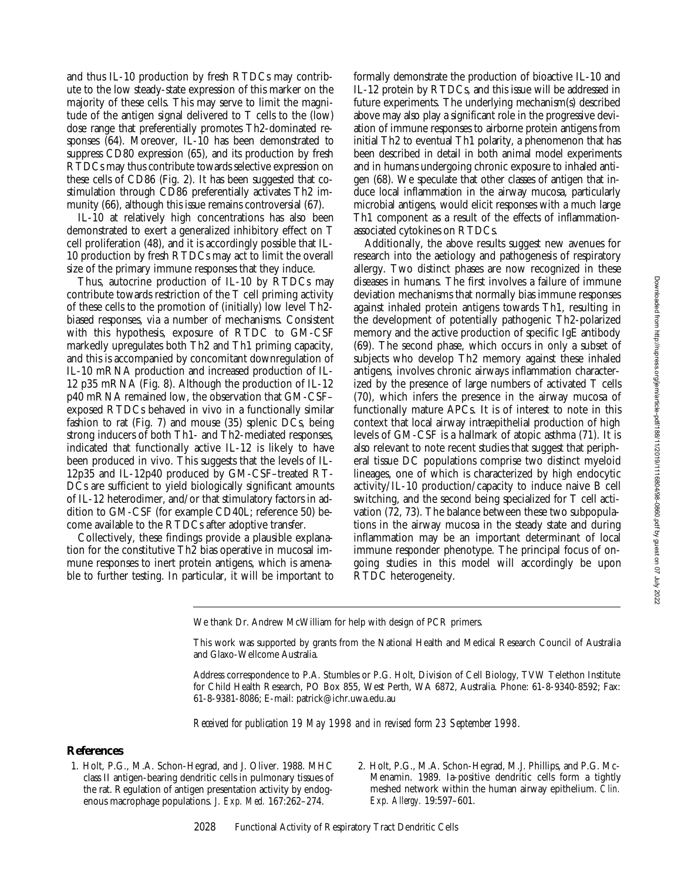and thus IL-10 production by fresh RTDCs may contribute to the low steady-state expression of this marker on the majority of these cells. This may serve to limit the magnitude of the antigen signal delivered to T cells to the (low) dose range that preferentially promotes Th2-dominated responses (64). Moreover, IL-10 has been demonstrated to suppress CD80 expression (65), and its production by fresh RTDCs may thus contribute towards selective expression on these cells of CD86 (Fig. 2). It has been suggested that costimulation through CD86 preferentially activates Th2 immunity (66), although this issue remains controversial (67).

IL-10 at relatively high concentrations has also been demonstrated to exert a generalized inhibitory effect on T cell proliferation (48), and it is accordingly possible that IL-10 production by fresh RTDCs may act to limit the overall size of the primary immune responses that they induce.

Thus, autocrine production of IL-10 by RTDCs may contribute towards restriction of the T cell priming activity of these cells to the promotion of (initially) low level Th2-biased responses, via a number of mechanisms. Consistent with this hypothesis, exposure of RTDC to GM-CSF markedly upregulates both Th2 and Th1 priming capacity, and this is accompanied by concomitant downregulation of IL-10 mRNA production and increased production of IL-12 p35 mRNA (Fig. 8). Although the production of IL-12 p40 mRNA remained low, the observation that GM-CSF–exposed RTDCs behaved in vivo in a functionally similar fashion to rat (Fig. 7) and mouse (35) splenic DCs, being strong inducers of both Th1- and Th2-mediated responses, indicated that functionally active IL-12 is likely to have been produced in vivo. This suggests that the levels of IL-12p35 and IL-12p40 produced by GM-CSF–treated RTDCs are sufficient to yield biologically significant amounts of IL-12 heterodimer, and/or that stimulatory factors in addition to GM-CSF (for example CD40L; reference 50) become available to the RTDCs after adoptive transfer.

Collectively, these findings provide a plausible explanation for the constitutive Th2 bias operative in mucosal immune responses to inert protein antigens, which is amenable to further testing. In particular, it will be important to formally demonstrate the production of bioactive IL-10 and IL-12 protein by RTDCs, and this issue will be addressed in future experiments. The underlying mechanism(s) described above may also play a significant role in the progressive deviation of immune responses to airborne protein antigens from initial Th2 to eventual Th1 polarity, a phenomenon that has been described in detail in both animal model experiments and in humans undergoing chronic exposure to inhaled antigen (68). We speculate that other classes of antigen that induce local inflammation in the airway mucosa, particularly microbial antigens, would elicit responses with a much large Th1 component as a result of the effects of inflammation-associated cytokines on RTDCs.

Additionally, the above results suggest new avenues for research into the aetiology and pathogenesis of respiratory allergy. Two distinct phases are now recognized in these diseases in humans. The first involves a failure of immune deviation mechanisms that normally bias immune responses against inhaled protein antigens towards Th1, resulting in the development of potentially pathogenic Th2-polarized memory and the active production of specific IgE antibody (69). The second phase, which occurs in only a subset of subjects who develop Th2 memory against these inhaled antigens, involves chronic airways inflammation characterized by the presence of large numbers of activated T cells (70), which infers the presence in the airway mucosa of functionally mature APCs. It is of interest to note in this context that local airway intraepithelial production of high levels of GM-CSF is a hallmark of atopic asthma (71). It is also relevant to note recent studies that suggest that peripheral tissue DC populations comprise two distinct myeloid lineages, one of which is characterized by high endocytic activity/IL-10 production/capacity to induce naive B cell switching, and the second being specialized for T cell activation (72, 73). The balance between these two subpopulations in the airway mucosa in the steady state and during inflammation may be an important determinant of local immune responder phenotype. The principal focus of ongoing studies in this model will accordingly be upon RTDC heterogeneity.

We thank Dr. Andrew McWilliam for help with design of PCR primers.

This work was supported by grants from the National Health and Medical Research Council of Australia and Glaxo-Wellcome Australia.

Address correspondence to P.A. Stumbles or P.G. Holt, Division of Cell Biology, TVW Telethon Institute for Child Health Research, PO Box 855, West Perth, WA 6872, Australia. Phone: 61-8-9340-8592; Fax: 61-8-9381-8086; E-mail: patrick@ichr.uwa.edu.au

*Received for publication 19 May 1998 and in revised form 23 September 1998.*

## References

1. Holt, P.G., M.A. Schon-Hegrad, and J. Oliver. 1988. MHC class II antigen-bearing dendritic cells in pulmonary tissues of the rat. Regulation of antigen presentation activity by endogenous macrophage populations. *J. Exp. Med.* 167:262–274.
2. Holt, P.G., M.A. Schon-Hegrad, M.J. Phillips, and P.G. McMenamin. 1989. Ia-positive dendritic cells form a tightly meshed network within the human airway epithelium. *Clin. Exp. Allergy.* 19:597–601.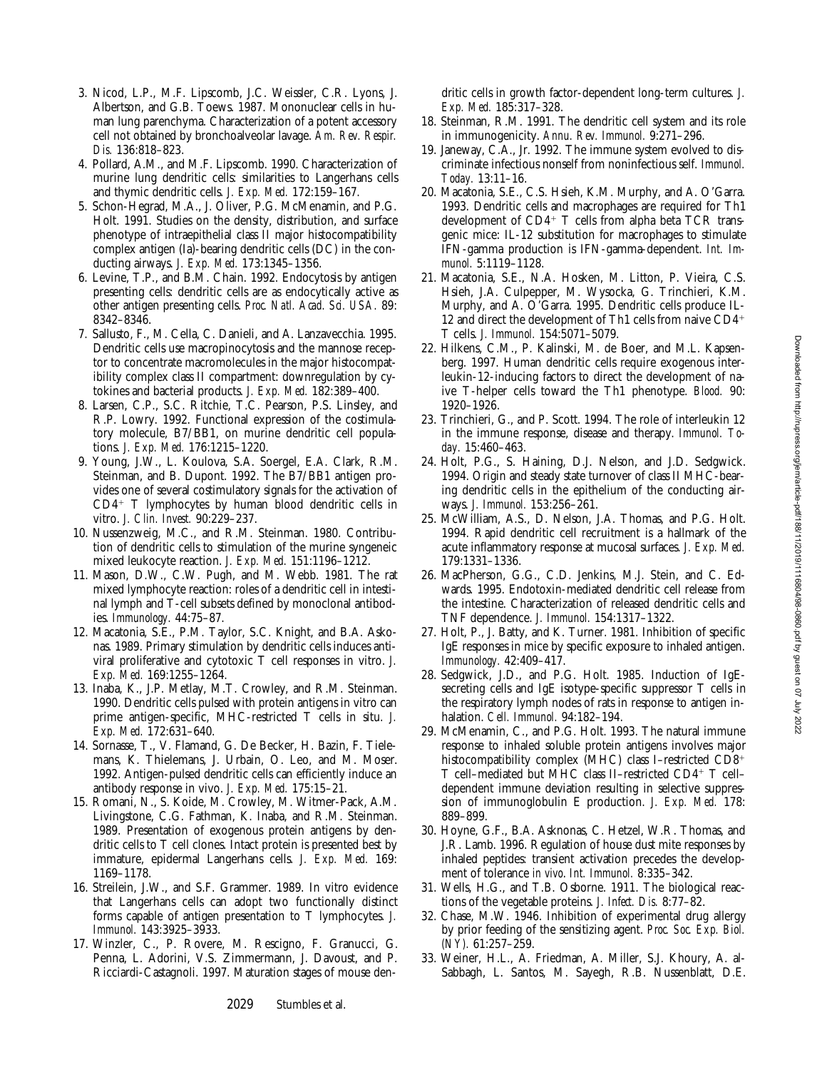3. Nicod, L.P., M.F. Lipscomb, J.C. Weissler, C.R. Lyons, J. Albertson, and G.B. Toews. 1987. Mononuclear cells in human lung parenchyma. Characterization of a potent accessory cell not obtained by bronchoalveolar lavage. *Am. Rev. Respir. Dis.* 136:818–823.
4. Pollard, A.M., and M.F. Lipscomb. 1990. Characterization of murine lung dendritic cells: similarities to Langerhans cells and thymic dendritic cells. *J. Exp. Med.* 172:159–167.
5. Schon-Hegrad, M.A., J. Oliver, P.G. McMenamin, and P.G. Holt. 1991. Studies on the density, distribution, and surface phenotype of intraepithelial class II major histocompatibility complex antigen (Ia)-bearing dendritic cells (DC) in the conducting airways. *J. Exp. Med.* 173:1345–1356.
6. Levine, T.P., and B.M. Chain. 1992. Endocytosis by antigen presenting cells: dendritic cells are as endocytically active as other antigen presenting cells. *Proc. Natl. Acad. Sci. USA.* 89: 8342–8346.
7. Sallusto, F., M. Cella, C. Danieli, and A. Lanzavecchia. 1995. Dendritic cells use macropinocytosis and the mannose receptor to concentrate macromolecules in the major histocompatibility complex class II compartment: downregulation by cytokines and bacterial products. *J. Exp. Med.* 182:389–400.
8. Larsen, C.P., S.C. Ritchie, T.C. Pearson, P.S. Linsley, and R.P. Lowry. 1992. Functional expression of the costimulatory molecule, B7/BB1, on murine dendritic cell populations. *J. Exp. Med.* 176:1215–1220.
9. Young, J.W., L. Koulova, S.A. Soergel, E.A. Clark, R.M. Steinman, and B. Dupont. 1992. The B7/BB1 antigen provides one of several costimulatory signals for the activation of $CD4^+$ T lymphocytes by human blood dendritic cells in vitro. *J. Clin. Invest.* 90:229–237.
10. Nussenzweig, M.C., and R.M. Steinman. 1980. Contribution of dendritic cells to stimulation of the murine syngeneic mixed leukocyte reaction. *J. Exp. Med.* 151:1196–1212.
11. Mason, D.W., C.W. Pugh, and M. Webb. 1981. The rat mixed lymphocyte reaction: roles of a dendritic cell in intestinal lymph and T-cell subsets defined by monoclonal antibodies. *Immunology.* 44:75–87.
12. Macatonia, S.E., P.M. Taylor, S.C. Knight, and B.A. Askonas. 1989. Primary stimulation by dendritic cells induces antiviral proliferative and cytotoxic T cell responses in vitro. *J. Exp. Med.* 169:1255–1264.
13. Inaba, K., J.P. Metlay, M.T. Crowley, and R.M. Steinman. 1990. Dendritic cells pulsed with protein antigens in vitro can prime antigen-specific, MHC-restricted T cells in situ. *J. Exp. Med.* 172:631–640.
14. Sornasse, T., V. Flamand, G. De Becker, H. Bazin, F. Tielemans, K. Thielemans, J. Urbain, O. Leo, and M. Moser. 1992. Antigen-pulsed dendritic cells can efficiently induce an antibody response in vivo. *J. Exp. Med.* 175:15–21.
15. Romani, N., S. Koide, M. Crowley, M. Witmer-Pack, A.M. Livingstone, C.G. Fathman, K. Inaba, and R.M. Steinman. 1989. Presentation of exogenous protein antigens by dendritic cells to T cell clones. Intact protein is presented best by immature, epidermal Langerhans cells. *J. Exp. Med.* 169: 1169–1178.
16. Streilein, J.W., and S.F. Grammer. 1989. In vitro evidence that Langerhans cells can adopt two functionally distinct forms capable of antigen presentation to T lymphocytes. *J. Immunol.* 143:3925–3933.
17. Winzler, C., P. Rovere, M. Rescigno, F. Granucci, G. Penna, L. Adorini, V.S. Zimmermann, J. Davoust, and P. Ricciardi-Castagnoli. 1997. Maturation stages of mouse dendritic cells in growth factor-dependent long-term cultures. *J. Exp. Med.* 185:317–328.
18. Steinman, R.M. 1991. The dendritic cell system and its role in immunogenicity. *Annu. Rev. Immunol.* 9:271–296.
19. Janeway, C.A., Jr. 1992. The immune system evolved to discriminate infectious nonself from noninfectious self. *Immunol. Today.* 13:11–16.
20. Macatonia, S.E., C.S. Hsieh, K.M. Murphy, and A. O'Garra. 1993. Dendritic cells and macrophages are required for Th1 development of $CD4^+$ T cells from alpha beta TCR transgenic mice: IL-12 substitution for macrophages to stimulate IFN-gamma production is IFN-gamma-dependent. *Int. Immunol.* 5:1119–1128.
21. Macatonia, S.E., N.A. Hosken, M. Litton, P. Vieira, C.S. Hsieh, J.A. Culpepper, M. Wysocka, G. Trinchieri, K.M. Murphy, and A. O'Garra. 1995. Dendritic cells produce IL-12 and direct the development of Th1 cells from naive $CD4^+$ T cells. *J. Immunol.* 154:5071–5079.
22. Hilkens, C.M., P. Kalinski, M. de Boer, and M.L. Kapsenberg. 1997. Human dendritic cells require exogenous interleukin-12-inducing factors to direct the development of naive T-helper cells toward the Th1 phenotype. *Blood.* 90: 1920–1926.
23. Trinchieri, G., and P. Scott. 1994. The role of interleukin 12 in the immune response, disease and therapy. *Immunol. Today.* 15:460–463.
24. Holt, P.G., S. Haining, D.J. Nelson, and J.D. Sedgwick. 1994. Origin and steady state turnover of class II MHC-bearing dendritic cells in the epithelium of the conducting airways. *J. Immunol.* 153:256–261.
25. McWilliam, A.S., D. Nelson, J.A. Thomas, and P.G. Holt. 1994. Rapid dendritic cell recruitment is a hallmark of the acute inflammatory response at mucosal surfaces. *J. Exp. Med.* 179:1331–1336.
26. MacPherson, G.G., C.D. Jenkins, M.J. Stein, and C. Edwards. 1995. Endotoxin-mediated dendritic cell release from the intestine. Characterization of released dendritic cells and TNF dependence. *J. Immunol.* 154:1317–1322.
27. Holt, P., J. Batty, and K. Turner. 1981. Inhibition of specific IgE responses in mice by specific exposure to inhaled antigen. *Immunology.* 42:409–417.
28. Sedgwick, J.D., and P.G. Holt. 1985. Induction of IgE-secreting cells and IgE isotype-specific suppressor T cells in the respiratory lymph nodes of rats in response to antigen inhalation. *Cell. Immunol.* 94:182–194.
29. McMenamin, C., and P.G. Holt. 1993. The natural immune response to inhaled soluble protein antigens involves major histocompatibility complex (MHC) class I–restricted $CD8^+$ T cell–mediated but MHC class II–restricted $CD4^+$ T cell–dependent immune deviation resulting in selective suppression of immunoglobulin E production. *J. Exp. Med.* 178: 889–899.
30. Hoyne, G.F., B.A. Asknonas, C. Hetzel, W.R. Thomas, and J.R. Lamb. 1996. Regulation of house dust mite responses by inhaled peptides: transient activation precedes the development of tolerance *in vivo*. *Int. Immunol.* 8:335–342.
31. Wells, H.G., and T.B. Osborne. 1911. The biological reactions of the vegetable proteins. *J. Infect. Dis.* 8:77–82.
32. Chase, M.W. 1946. Inhibition of experimental drug allergy by prior feeding of the sensitizing agent. *Proc. Soc. Exp. Biol. (NY).* 61:257–259.
33. Weiner, H.L., A. Friedman, A. Miller, S.J. Khoury, A. al-Sabbagh, L. Santos, M. Sayegh, R.B. Nussenblatt, D.E.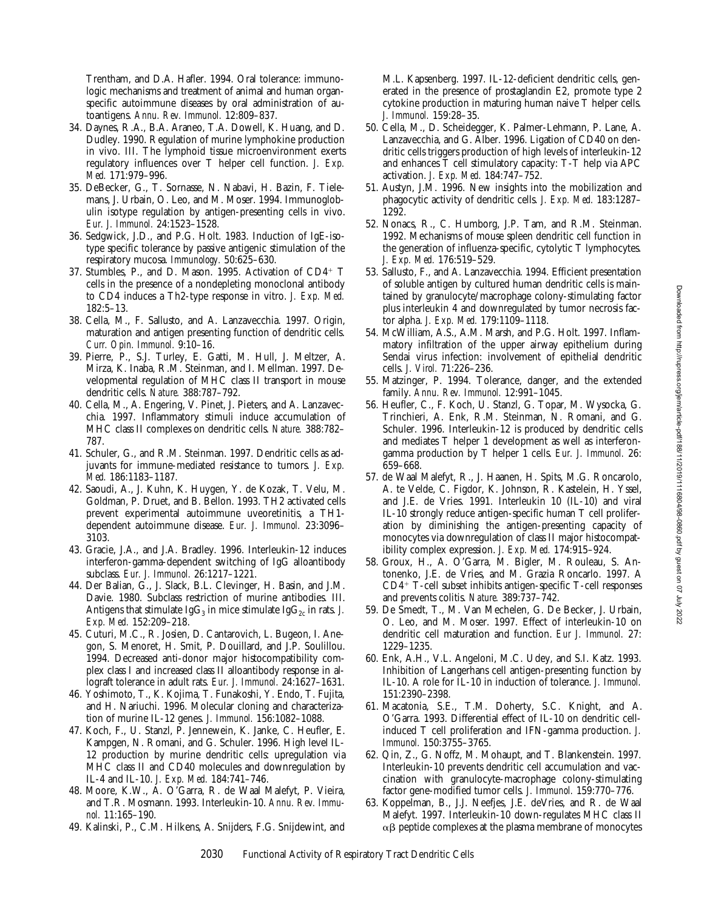Trentham, and D.A. Hafler. 1994. Oral tolerance: immunologic mechanisms and treatment of animal and human organ-specific autoimmune diseases by oral administration of autoantigens. *Annu. Rev. Immunol.* 12:809–837.

34. Daynes, R.A., B.A. Araneo, T.A. Dowell, K. Huang, and D. Dudley. 1990. Regulation of murine lymphokine production in vivo. III. The lymphoid tissue microenvironment exerts regulatory influences over T helper cell function. *J. Exp. Med.* 171:979–996.
35. DeBecker, G., T. Sornasse, N. Nabavi, H. Bazin, F. Tielemans, J. Urbain, O. Leo, and M. Moser. 1994. Immunoglobulin isotype regulation by antigen-presenting cells in vivo. *Eur. J. Immunol.* 24:1523–1528.
36. Sedgwick, J.D., and P.G. Holt. 1983. Induction of IgE-isotype specific tolerance by passive antigenic stimulation of the respiratory mucosa. *Immunology.* 50:625–630.
37. Stumbles, P., and D. Mason. 1995. Activation of $CD4^+$ T cells in the presence of a nondepleting monoclonal antibody to CD4 induces a Th2-type response in vitro. *J. Exp. Med.* 182:5–13.
38. Cella, M., F. Sallusto, and A. Lanzavecchia. 1997. Origin, maturation and antigen presenting function of dendritic cells. *Curr. Opin. Immunol.* 9:10–16.
39. Pierre, P., S.J. Turley, E. Gatti, M. Hull, J. Meltzer, A. Mirza, K. Inaba, R.M. Steinman, and I. Mellman. 1997. Developmental regulation of MHC class II transport in mouse dendritic cells. *Nature.* 388:787–792.
40. Cella, M., A. Engering, V. Pinet, J. Pieters, and A. Lanzavecchia. 1997. Inflammatory stimuli induce accumulation of MHC class II complexes on dendritic cells. *Nature.* 388:782–787.
41. Schuler, G., and R.M. Steinman. 1997. Dendritic cells as adjuvants for immune-mediated resistance to tumors. *J. Exp. Med.* 186:1183–1187.
42. Saoudi, A., J. Kuhn, K. Huygen, Y. de Kozak, T. Velu, M. Goldman, P. Druet, and B. Bellon. 1993. TH2 activated cells prevent experimental autoimmune uveoretinitis, a TH1-dependent autoimmune disease. *Eur. J. Immunol.* 23:3096–3103.
43. Gracie, J.A., and J.A. Bradley. 1996. Interleukin-12 induces interferon-gamma-dependent switching of IgG alloantibody subclass. *Eur. J. Immunol.* 26:1217–1221.
44. Der Balian, G., J. Slack, B.L. Clevinger, H. Basin, and J.M. Davie. 1980. Subclass restriction of murine antibodies. III. Antigens that stimulate $IgG_3$ in mice stimulate $IgG_{2c}$ in rats. *J. Exp. Med.* 152:209–218.
45. Cuturi, M.C., R. Josien, D. Cantarovich, L. Bugeon, I. Anegon, S. Menoret, H. Smit, P. Douillard, and J.P. Soulillou. 1994. Decreased anti-donor major histocompatibility complex class I and increased class II alloantibody response in allograft tolerance in adult rats. *Eur. J. Immunol.* 24:1627–1631.
46. Yoshimoto, T., K. Kojima, T. Funakoshi, Y. Endo, T. Fujita, and H. Nariuchi. 1996. Molecular cloning and characterization of murine IL-12 genes. *J. Immunol.* 156:1082–1088.
47. Koch, F., U. Stanzl, P. Jennewein, K. Janke, C. Heufler, E. Kampgen, N. Romani, and G. Schuler. 1996. High level IL-12 production by murine dendritic cells: upregulation via MHC class II and CD40 molecules and downregulation by IL-4 and IL-10. *J. Exp. Med.* 184:741–746.
48. Moore, K.W., A. O'Garra, R. de Waal Malefyt, P. Vieira, and T.R. Mosmann. 1993. Interleukin-10. *Annu. Rev. Immunol.* 11:165–190.
49. Kalinski, P., C.M. Hilkens, A. Snijders, F.G. Snijdewint, and M.L. Kapsenberg. 1997. IL-12-deficient dendritic cells, generated in the presence of prostaglandin E2, promote type 2 cytokine production in maturing human naive T helper cells. *J. Immunol.* 159:28–35.
50. Cella, M., D. Scheidegger, K. Palmer-Lehmann, P. Lane, A. Lanzavecchia, and G. Alber. 1996. Ligation of CD40 on dendritic cells triggers production of high levels of interleukin-12 and enhances T cell stimulatory capacity: T-T help via APC activation. *J. Exp. Med.* 184:747–752.
51. Austyn, J.M. 1996. New insights into the mobilization and phagocytic activity of dendritic cells. *J. Exp. Med.* 183:1287–1292.
52. Nonacs, R., C. Humborg, J.P. Tam, and R.M. Steinman. 1992. Mechanisms of mouse spleen dendritic cell function in the generation of influenza-specific, cytolytic T lymphocytes. *J. Exp. Med.* 176:519–529.
53. Sallusto, F., and A. Lanzavecchia. 1994. Efficient presentation of soluble antigen by cultured human dendritic cells is maintained by granulocyte/macrophage colony-stimulating factor plus interleukin 4 and downregulated by tumor necrosis factor alpha. *J. Exp. Med.* 179:1109–1118.
54. McWilliam, A.S., A.M. Marsh, and P.G. Holt. 1997. Inflammatory infiltration of the upper airway epithelium during Sendai virus infection: involvement of epithelial dendritic cells. *J. Virol.* 71:226–236.
55. Matzinger, P. 1994. Tolerance, danger, and the extended family. *Annu. Rev. Immunol.* 12:991–1045.
56. Heufler, C., F. Koch, U. Stanzl, G. Topar, M. Wysocka, G. Trinchieri, A. Enk, R.M. Steinman, N. Romani, and G. Schuler. 1996. Interleukin-12 is produced by dendritic cells and mediates T helper 1 development as well as interferon-gamma production by T helper 1 cells. *Eur. J. Immunol.* 26: 659–668.
57. de Waal Malefyt, R., J. Haanen, H. Spits, M.G. Roncarolo, A. te Velde, C. Figdor, K. Johnson, R. Kastelein, H. Yssel, and J.E. de Vries. 1991. Interleukin 10 (IL-10) and viral IL-10 strongly reduce antigen-specific human T cell proliferation by diminishing the antigen-presenting capacity of monocytes via downregulation of class II major histocompatibility complex expression. *J. Exp. Med.* 174:915–924.
58. Groux, H., A. O'Garra, M. Bigler, M. Rouleau, S. Antonenko, J.E. de Vries, and M. Grazia Roncarlo. 1997. A $CD4^+$ T-cell subset inhibits antigen-specific T-cell responses and prevents colitis. *Nature.* 389:737–742.
59. De Smedt, T., M. Van Mechelen, G. De Becker, J. Urbain, O. Leo, and M. Moser. 1997. Effect of interleukin-10 on dendritic cell maturation and function. *Eur J. Immunol.* 27: 1229–1235.
60. Enk, A.H., V.L. Angeloni, M.C. Udey, and S.I. Katz. 1993. Inhibition of Langerhans cell antigen-presenting function by IL-10. A role for IL-10 in induction of tolerance. *J. Immunol.* 151:2390–2398.
61. Macatonia, S.E., T.M. Doherty, S.C. Knight, and A. O'Garra. 1993. Differential effect of IL-10 on dendritic cell-induced T cell proliferation and IFN-gamma production. *J. Immunol.* 150:3755–3765.
62. Qin, Z., G. Noffz, M. Mohaupt, and T. Blankenstein. 1997. Interleukin-10 prevents dendritic cell accumulation and vaccination with granulocyte-macrophage colony-stimulating factor gene-modified tumor cells. *J. Immunol.* 159:770–776.
63. Koppelman, B., J.J. Neefjes, J.E. deVries, and R. de Waal Malefyt. 1997. Interleukin-10 down-regulates MHC class II $\alpha\beta$ peptide complexes at the plasma membrane of monocytes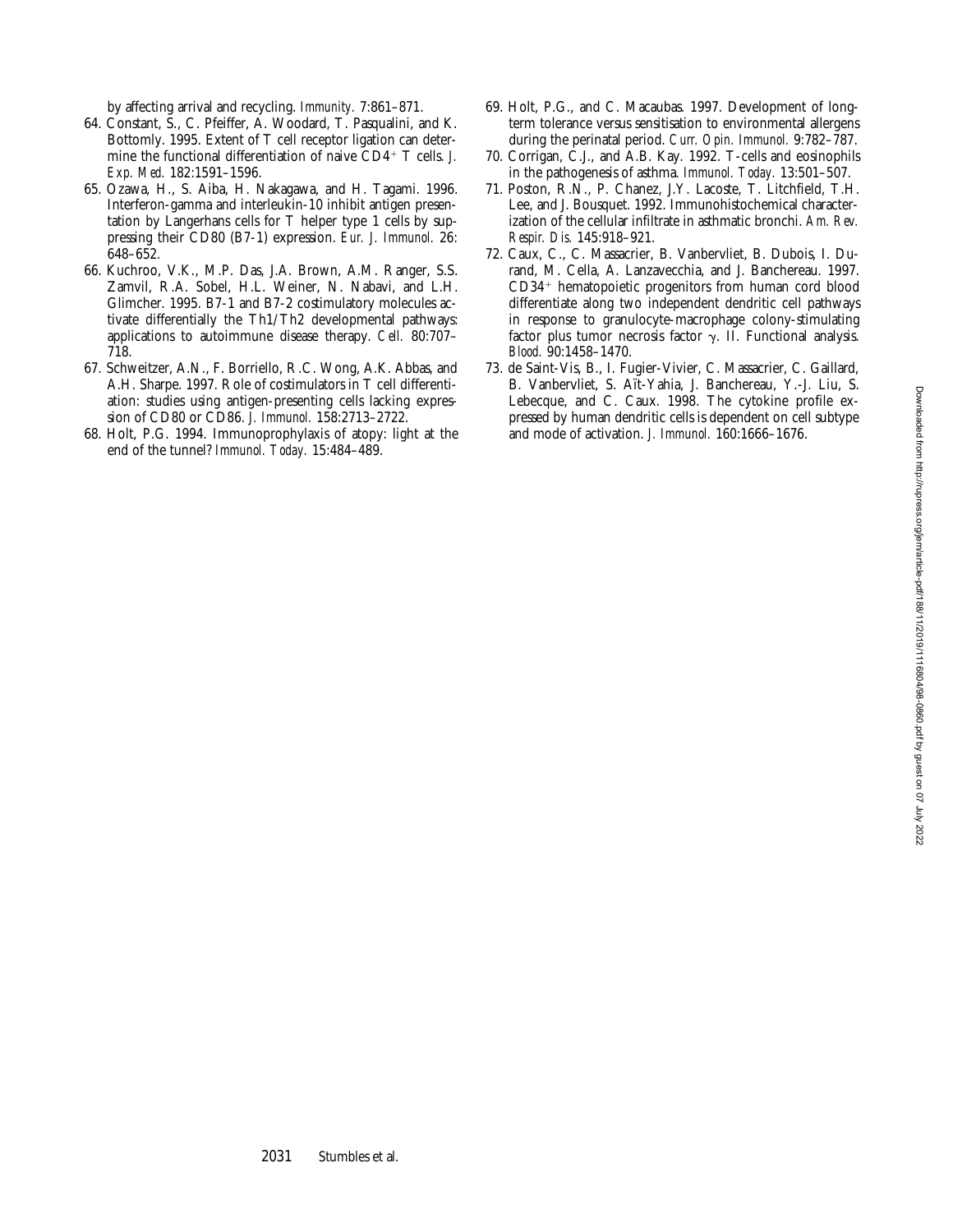by affecting arrival and recycling. *Immunity.* 7:861–871.

64. Constant, S., C. Pfeiffer, A. Woodard, T. Pasqualini, and K. Bottomly. 1995. Extent of T cell receptor ligation can determine the functional differentiation of naive $CD4^+$ T cells. *J. Exp. Med.* 182:1591–1596.
65. Ozawa, H., S. Aiba, H. Nakagawa, and H. Tagami. 1996. Interferon-gamma and interleukin-10 inhibit antigen presentation by Langerhans cells for T helper type 1 cells by suppressing their CD80 (B7-1) expression. *Eur. J. Immunol.* 26: 648–652.
66. Kuchroo, V.K., M.P. Das, J.A. Brown, A.M. Ranger, S.S. Zamvil, R.A. Sobel, H.L. Weiner, N. Nabavi, and L.H. Glimcher. 1995. B7-1 and B7-2 costimulatory molecules activate differentially the Th1/Th2 developmental pathways: applications to autoimmune disease therapy. *Cell.* 80:707–718.
67. Schweitzer, A.N., F. Borriello, R.C. Wong, A.K. Abbas, and A.H. Sharpe. 1997. Role of costimulators in T cell differentiation: studies using antigen-presenting cells lacking expression of CD80 or CD86. *J. Immunol.* 158:2713–2722.
68. Holt, P.G. 1994. Immunoprophylaxis of atopy: light at the end of the tunnel? *Immunol. Today.* 15:484–489.
69. Holt, P.G., and C. Macaubas. 1997. Development of long-term tolerance versus sensitisation to environmental allergens during the perinatal period. *Curr. Opin. Immunol.* 9:782–787.
70. Corrigan, C.J., and A.B. Kay. 1992. T-cells and eosinophils in the pathogenesis of asthma. *Immunol. Today.* 13:501–507.
71. Poston, R.N., P. Chanez, J.Y. Lacoste, T. Litchfield, T.H. Lee, and J. Bousquet. 1992. Immunohistochemical characterization of the cellular infiltrate in asthmatic bronchi. *Am. Rev. Respir. Dis.* 145:918–921.
72. Caux, C., C. Massacrier, B. Vanbervliet, B. Dubois, I. Durand, M. Cella, A. Lanzavecchia, and J. Banchereau. 1997. $CD34^+$ hematopoietic progenitors from human cord blood differentiate along two independent dendritic cell pathways in response to granulocyte-macrophage colony-stimulating factor plus tumor necrosis factor $\gamma$. II. Functional analysis. *Blood.* 90:1458–1470.
73. de Saint-Vis, B., I. Fugier-Vivier, C. Massacrier, C. Gaillard, B. Vanbervliet, S. Aït-Yahia, J. Banchereau, Y.-J. Liu, S. Lebecque, and C. Caux. 1998. The cytokine profile expressed by human dendritic cells is dependent on cell subtype and mode of activation. *J. Immunol.* 160:1666–1676.